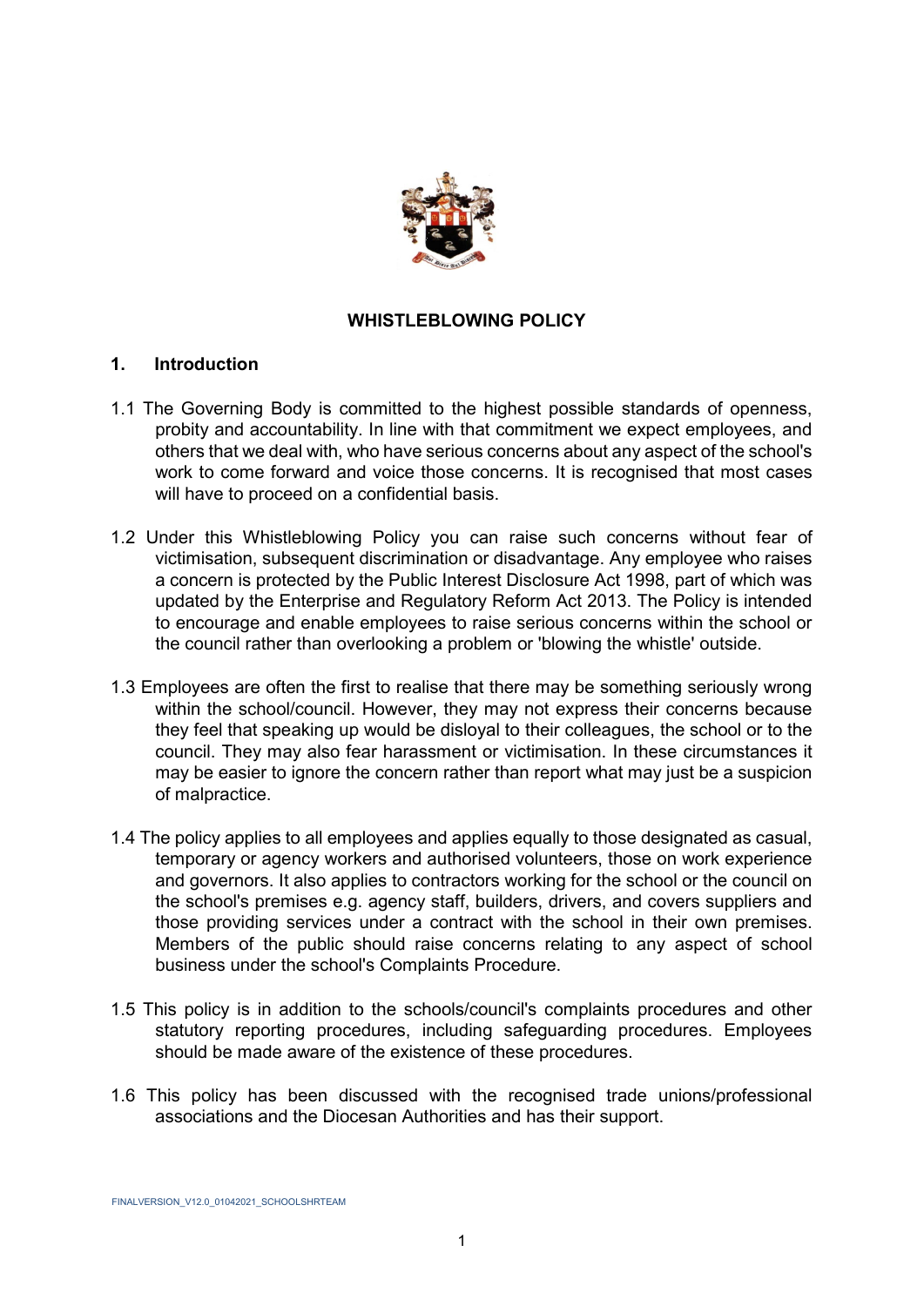# WHISTLEBLOWING POLICY

## 1. Introduction

1.1 The Governing Body is committed to the highest possible standards of openness, probity and accountability. In line with that commitment we expect employees, and others that we deal with, who have serious concerns about any aspect of the school's work to come forward and voice those concerns. It is recognised that most cases will have to proceed on a confidential basis.

1.2 Under this Whistleblowing Policy you can raise such concerns without fear of victimisation, subsequent discrimination or disadvantage. Any employee who raises a concern is protected by the Public Interest Disclosure Act 1998, part of which was updated by the Enterprise and Regulatory Reform Act 2013. The Policy is intended to encourage and enable employees to raise serious concerns within the school or the council rather than overlooking a problem or 'blowing the whistle' outside.

1.3 Employees are often the first to realise that there may be something seriously wrong within the school/council. However, they may not express their concerns because they feel that speaking up would be disloyal to their colleagues, the school or to the council. They may also fear harassment or victimisation. In these circumstances it may be easier to ignore the concern rather than report what may just be a suspicion of malpractice.

1.4 The policy applies to all employees and applies equally to those designated as casual, temporary or agency workers and authorised volunteers, those on work experience and governors. It also applies to contractors working for the school or the council on the school's premises e.g. agency staff, builders, drivers, and covers suppliers and those providing services under a contract with the school in their own premises. Members of the public should raise concerns relating to any aspect of school business under the school's Complaints Procedure.

1.5 This policy is in addition to the schools/council's complaints procedures and other statutory reporting procedures, including safeguarding procedures. Employees should be made aware of the existence of these procedures.

1.6 This policy has been discussed with the recognised trade unions/professional associations and the Diocesan Authorities and has their support.

FINALVERSION_V12.0_01042021_SCHOOLSHRTEAM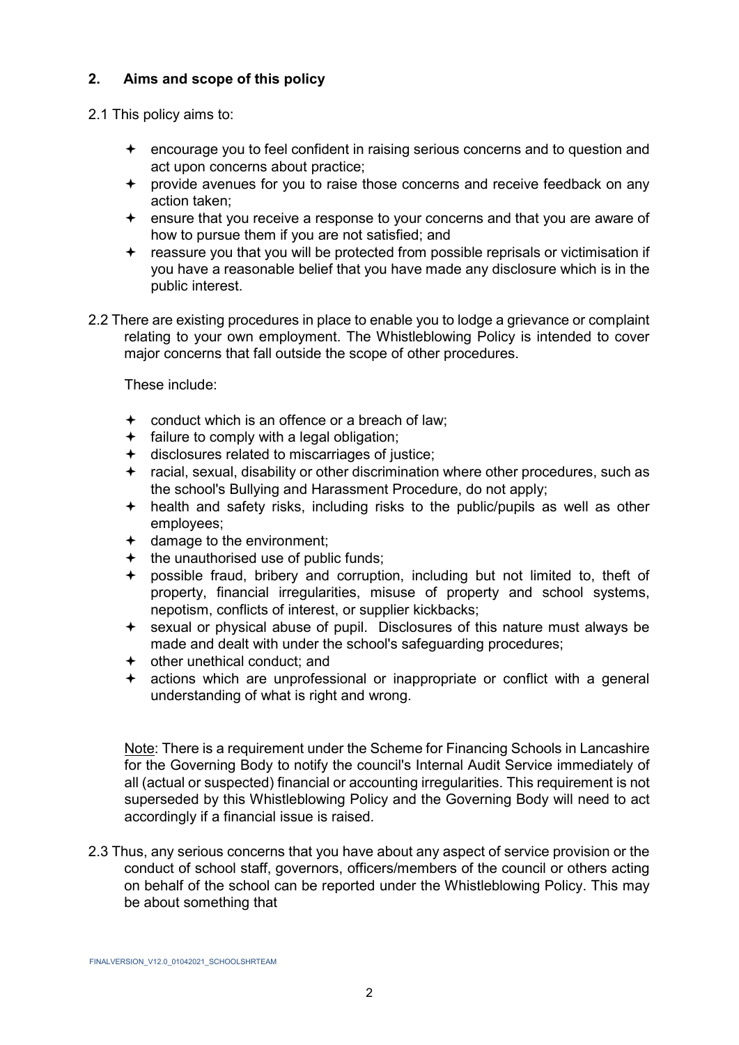## 2. Aims and scope of this policy

2.1 This policy aims to:

- encourage you to feel confident in raising serious concerns and to question and act upon concerns about practice;
- provide avenues for you to raise those concerns and receive feedback on any action taken;
- ensure that you receive a response to your concerns and that you are aware of how to pursue them if you are not satisfied; and
- reassure you that you will be protected from possible reprisals or victimisation if you have a reasonable belief that you have made any disclosure which is in the public interest.

2.2 There are existing procedures in place to enable you to lodge a grievance or complaint relating to your own employment. The Whistleblowing Policy is intended to cover major concerns that fall outside the scope of other procedures.

These include:

- conduct which is an offence or a breach of law;
- failure to comply with a legal obligation;
- disclosures related to miscarriages of justice;
- racial, sexual, disability or other discrimination where other procedures, such as the school's Bullying and Harassment Procedure, do not apply;
- health and safety risks, including risks to the public/pupils as well as other employees;
- damage to the environment;
- the unauthorised use of public funds;
- possible fraud, bribery and corruption, including but not limited to, theft of property, financial irregularities, misuse of property and school systems, nepotism, conflicts of interest, or supplier kickbacks;
- sexual or physical abuse of pupil. Disclosures of this nature must always be made and dealt with under the school's safeguarding procedures;
- other unethical conduct; and
- actions which are unprofessional or inappropriate or conflict with a general understanding of what is right and wrong.

Note: There is a requirement under the Scheme for Financing Schools in Lancashire for the Governing Body to notify the council's Internal Audit Service immediately of all (actual or suspected) financial or accounting irregularities. This requirement is not superseded by this Whistleblowing Policy and the Governing Body will need to act accordingly if a financial issue is raised.

2.3 Thus, any serious concerns that you have about any aspect of service provision or the conduct of school staff, governors, officers/members of the council or others acting on behalf of the school can be reported under the Whistleblowing Policy. This may be about something that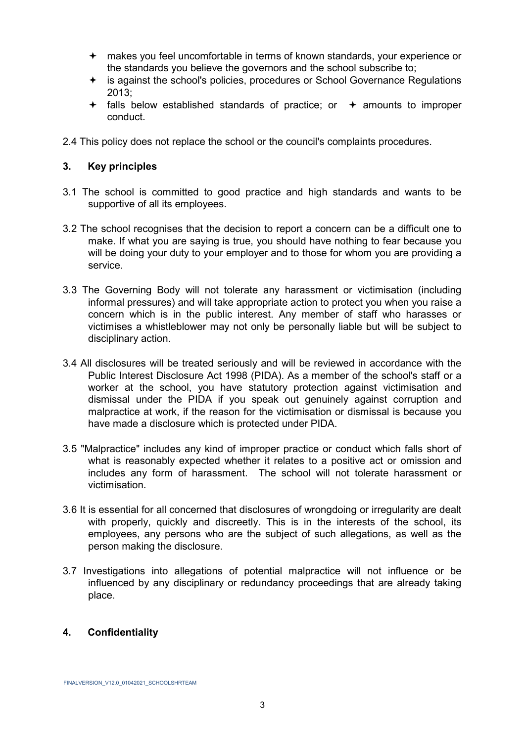- makes you feel uncomfortable in terms of known standards, your experience or the standards you believe the governors and the school subscribe to;
- is against the school's policies, procedures or School Governance Regulations 2013;
- falls below established standards of practice; or
- amounts to improper conduct.

2.4 This policy does not replace the school or the council's complaints procedures.

## 3. Key principles

3.1 The school is committed to good practice and high standards and wants to be supportive of all its employees.

3.2 The school recognises that the decision to report a concern can be a difficult one to make. If what you are saying is true, you should have nothing to fear because you will be doing your duty to your employer and to those for whom you are providing a service.

3.3 The Governing Body will not tolerate any harassment or victimisation (including informal pressures) and will take appropriate action to protect you when you raise a concern which is in the public interest. Any member of staff who harasses or victimises a whistleblower may not only be personally liable but will be subject to disciplinary action.

3.4 All disclosures will be treated seriously and will be reviewed in accordance with the Public Interest Disclosure Act 1998 (PIDA). As a member of the school's staff or a worker at the school, you have statutory protection against victimisation and dismissal under the PIDA if you speak out genuinely against corruption and malpractice at work, if the reason for the victimisation or dismissal is because you have made a disclosure which is protected under PIDA.

3.5 "Malpractice" includes any kind of improper practice or conduct which falls short of what is reasonably expected whether it relates to a positive act or omission and includes any form of harassment. The school will not tolerate harassment or victimisation.

3.6 It is essential for all concerned that disclosures of wrongdoing or irregularity are dealt with properly, quickly and discreetly. This is in the interests of the school, its employees, any persons who are the subject of such allegations, as well as the person making the disclosure.

3.7 Investigations into allegations of potential malpractice will not influence or be influenced by any disciplinary or redundancy proceedings that are already taking place.

## 4. Confidentiality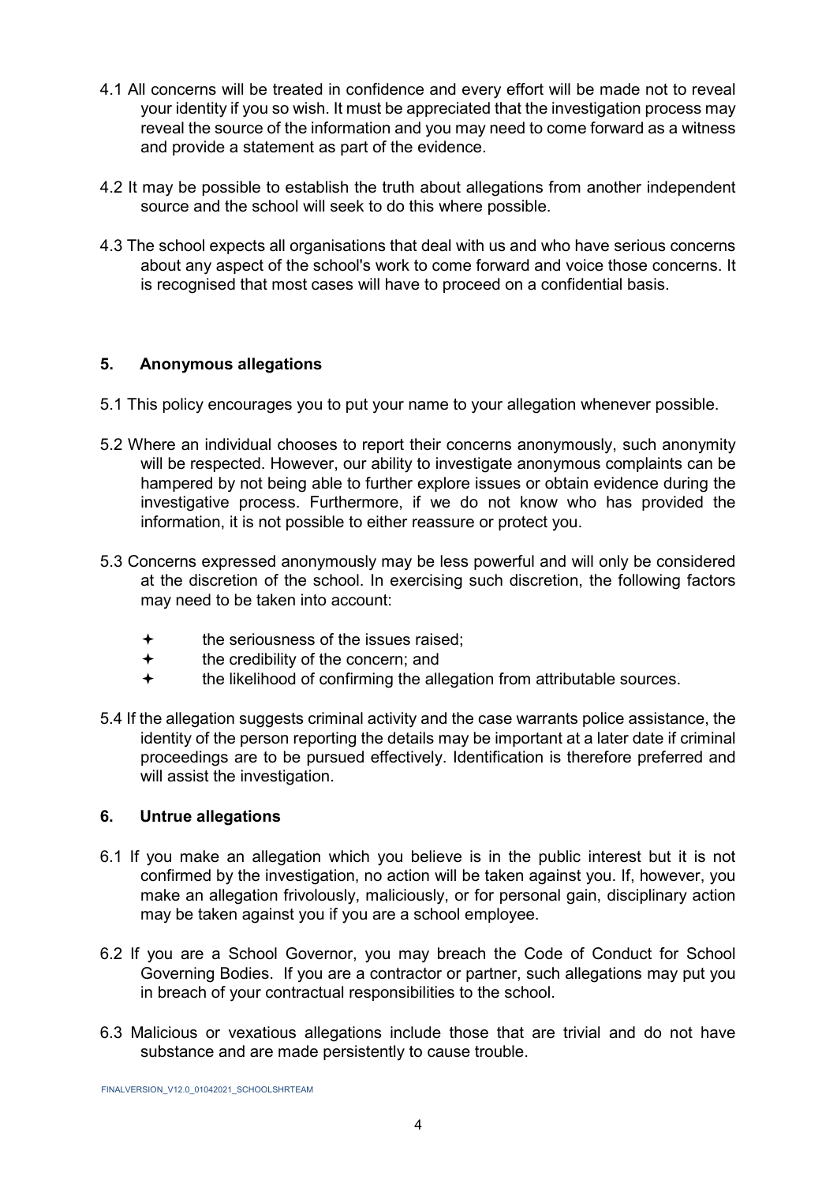4.1 All concerns will be treated in confidence and every effort will be made not to reveal your identity if you so wish. It must be appreciated that the investigation process may reveal the source of the information and you may need to come forward as a witness and provide a statement as part of the evidence.

4.2 It may be possible to establish the truth about allegations from another independent source and the school will seek to do this where possible.

4.3 The school expects all organisations that deal with us and who have serious concerns about any aspect of the school's work to come forward and voice those concerns. It is recognised that most cases will have to proceed on a confidential basis.

## 5. Anonymous allegations

5.1 This policy encourages you to put your name to your allegation whenever possible.

5.2 Where an individual chooses to report their concerns anonymously, such anonymity will be respected. However, our ability to investigate anonymous complaints can be hampered by not being able to further explore issues or obtain evidence during the investigative process. Furthermore, if we do not know who has provided the information, it is not possible to either reassure or protect you.

5.3 Concerns expressed anonymously may be less powerful and will only be considered at the discretion of the school. In exercising such discretion, the following factors may need to be taken into account:

- the seriousness of the issues raised;
- the credibility of the concern; and
- the likelihood of confirming the allegation from attributable sources.

5.4 If the allegation suggests criminal activity and the case warrants police assistance, the identity of the person reporting the details may be important at a later date if criminal proceedings are to be pursued effectively. Identification is therefore preferred and will assist the investigation.

## 6. Untrue allegations

6.1 If you make an allegation which you believe is in the public interest but it is not confirmed by the investigation, no action will be taken against you. If, however, you make an allegation frivolously, maliciously, or for personal gain, disciplinary action may be taken against you if you are a school employee.

6.2 If you are a School Governor, you may breach the Code of Conduct for School Governing Bodies. If you are a contractor or partner, such allegations may put you in breach of your contractual responsibilities to the school.

6.3 Malicious or vexatious allegations include those that are trivial and do not have substance and are made persistently to cause trouble.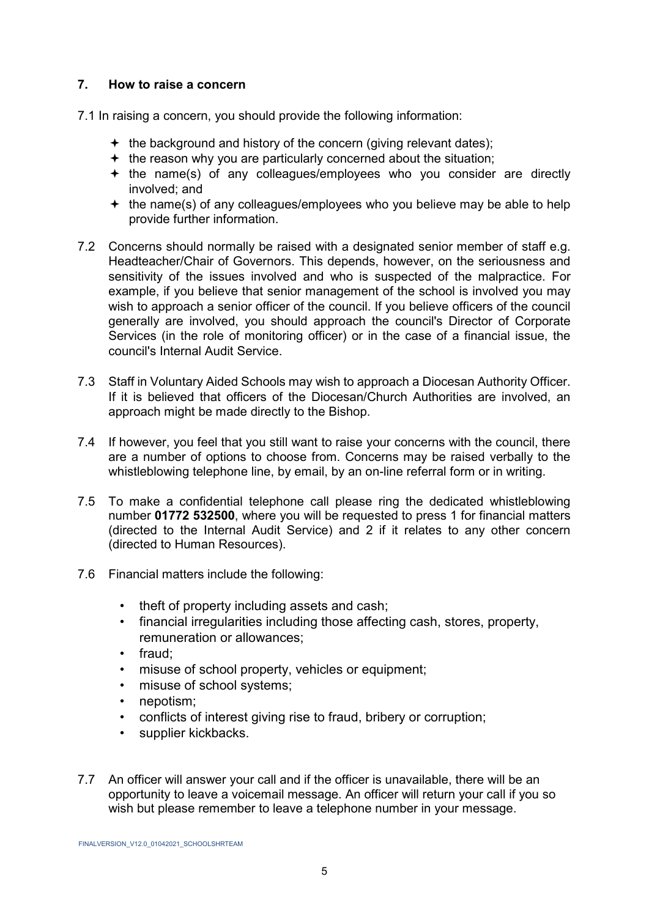## 7. How to raise a concern

7.1 In raising a concern, you should provide the following information:

- the background and history of the concern (giving relevant dates);
- the reason why you are particularly concerned about the situation;
- the name(s) of any colleagues/employees who you consider are directly involved; and
- the name(s) of any colleagues/employees who you believe may be able to help provide further information.

7.2 Concerns should normally be raised with a designated senior member of staff e.g. Headteacher/Chair of Governors. This depends, however, on the seriousness and sensitivity of the issues involved and who is suspected of the malpractice. For example, if you believe that senior management of the school is involved you may wish to approach a senior officer of the council. If you believe officers of the council generally are involved, you should approach the council's Director of Corporate Services (in the role of monitoring officer) or in the case of a financial issue, the council's Internal Audit Service.

7.3 Staff in Voluntary Aided Schools may wish to approach a Diocesan Authority Officer. If it is believed that officers of the Diocesan/Church Authorities are involved, an approach might be made directly to the Bishop.

7.4 If however, you feel that you still want to raise your concerns with the council, there are a number of options to choose from. Concerns may be raised verbally to the whistleblowing telephone line, by email, by an on-line referral form or in writing.

7.5 To make a confidential telephone call please ring the dedicated whistleblowing number **01772 532500**, where you will be requested to press 1 for financial matters (directed to the Internal Audit Service) and 2 if it relates to any other concern (directed to Human Resources).

7.6 Financial matters include the following:

- theft of property including assets and cash;
- financial irregularities including those affecting cash, stores, property, remuneration or allowances;
- fraud;
- misuse of school property, vehicles or equipment;
- misuse of school systems;
- nepotism;
- conflicts of interest giving rise to fraud, bribery or corruption;
- supplier kickbacks.

7.7 An officer will answer your call and if the officer is unavailable, there will be an opportunity to leave a voicemail message. An officer will return your call if you so wish but please remember to leave a telephone number in your message.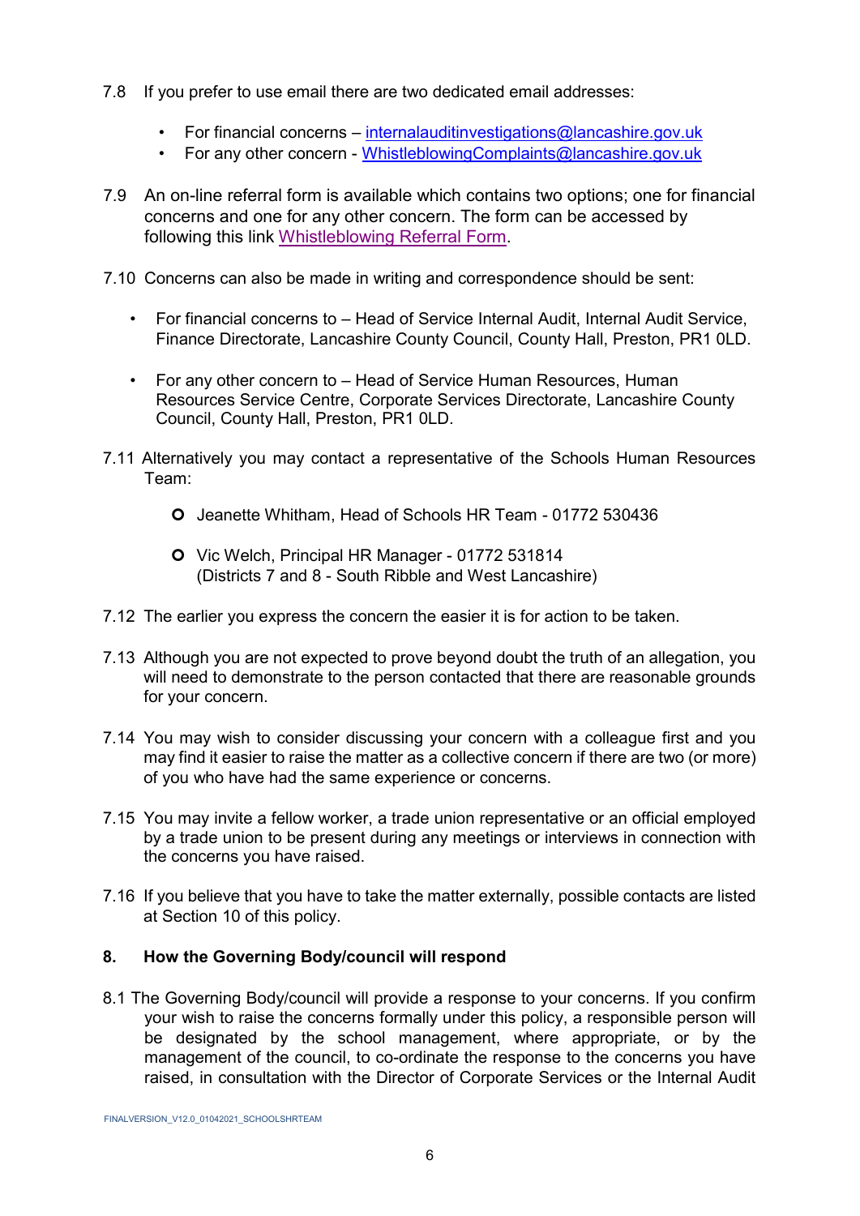7.8 If you prefer to use email there are two dedicated email addresses:

- For financial concerns – internalauditinvestigations@lancashire.gov.uk
- For any other concern - WhistleblowingComplaints@lancashire.gov.uk

7.9 An on-line referral form is available which contains two options; one for financial concerns and one for any other concern. The form can be accessed by following this link Whistleblowing Referral Form.

7.10 Concerns can also be made in writing and correspondence should be sent:

- For financial concerns to – Head of Service Internal Audit, Internal Audit Service, Finance Directorate, Lancashire County Council, County Hall, Preston, PR1 0LD.

- For any other concern to – Head of Service Human Resources, Human Resources Service Centre, Corporate Services Directorate, Lancashire County Council, County Hall, Preston, PR1 0LD.

7.11 Alternatively you may contact a representative of the Schools Human Resources Team:

- Jeanette Whitham, Head of Schools HR Team - 01772 530436

- Vic Welch, Principal HR Manager - 01772 531814
  (Districts 7 and 8 - South Ribble and West Lancashire)

7.12 The earlier you express the concern the easier it is for action to be taken.

7.13 Although you are not expected to prove beyond doubt the truth of an allegation, you will need to demonstrate to the person contacted that there are reasonable grounds for your concern.

7.14 You may wish to consider discussing your concern with a colleague first and you may find it easier to raise the matter as a collective concern if there are two (or more) of you who have had the same experience or concerns.

7.15 You may invite a fellow worker, a trade union representative or an official employed by a trade union to be present during any meetings or interviews in connection with the concerns you have raised.

7.16 If you believe that you have to take the matter externally, possible contacts are listed at Section 10 of this policy.

## 8. How the Governing Body/council will respond

8.1 The Governing Body/council will provide a response to your concerns. If you confirm your wish to raise the concerns formally under this policy, a responsible person will be designated by the school management, where appropriate, or by the management of the council, to co-ordinate the response to the concerns you have raised, in consultation with the Director of Corporate Services or the Internal Audit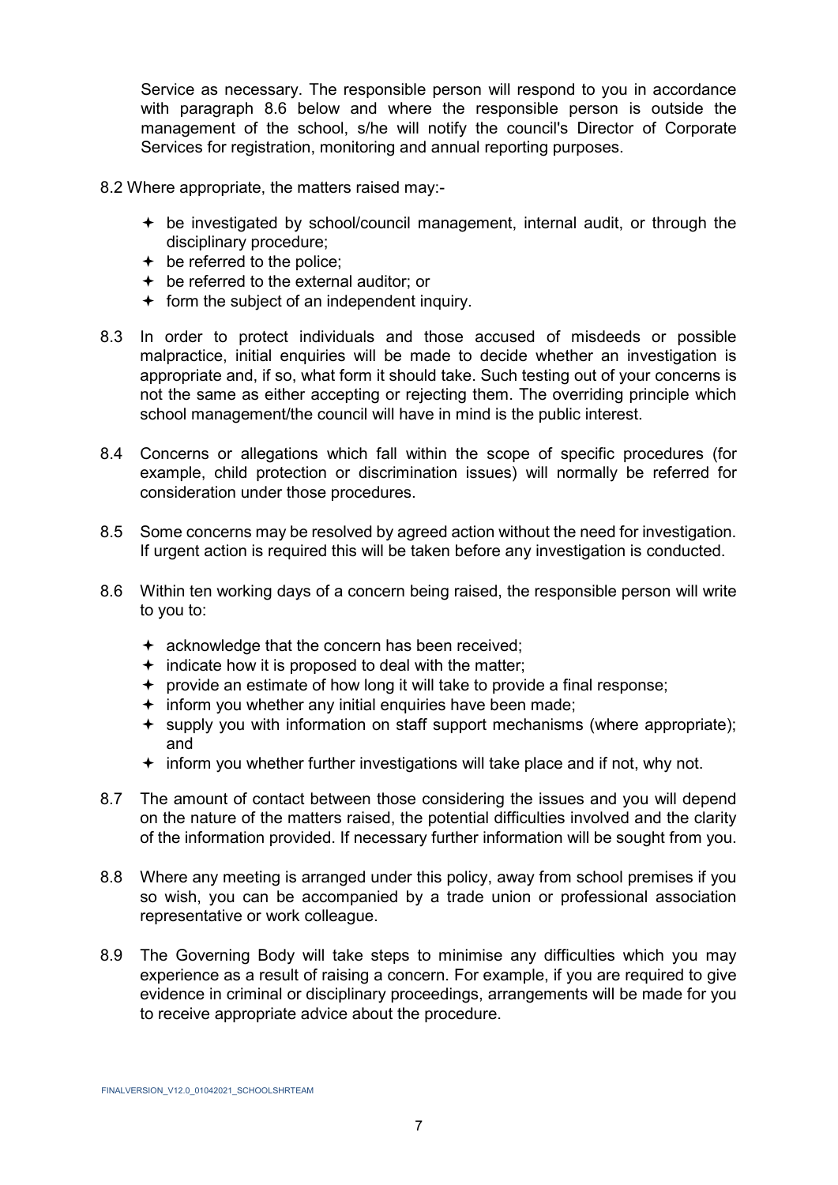Service as necessary. The responsible person will respond to you in accordance with paragraph 8.6 below and where the responsible person is outside the management of the school, s/he will notify the council's Director of Corporate Services for registration, monitoring and annual reporting purposes.

8.2 Where appropriate, the matters raised may:-

- be investigated by school/council management, internal audit, or through the disciplinary procedure;
- be referred to the police;
- be referred to the external auditor; or
- form the subject of an independent inquiry.

8.3 In order to protect individuals and those accused of misdeeds or possible malpractice, initial enquiries will be made to decide whether an investigation is appropriate and, if so, what form it should take. Such testing out of your concerns is not the same as either accepting or rejecting them. The overriding principle which school management/the council will have in mind is the public interest.

8.4 Concerns or allegations which fall within the scope of specific procedures (for example, child protection or discrimination issues) will normally be referred for consideration under those procedures.

8.5 Some concerns may be resolved by agreed action without the need for investigation. If urgent action is required this will be taken before any investigation is conducted.

8.6 Within ten working days of a concern being raised, the responsible person will write to you to:

- acknowledge that the concern has been received;
- indicate how it is proposed to deal with the matter;
- provide an estimate of how long it will take to provide a final response;
- inform you whether any initial enquiries have been made;
- supply you with information on staff support mechanisms (where appropriate); and
- inform you whether further investigations will take place and if not, why not.

8.7 The amount of contact between those considering the issues and you will depend on the nature of the matters raised, the potential difficulties involved and the clarity of the information provided. If necessary further information will be sought from you.

8.8 Where any meeting is arranged under this policy, away from school premises if you so wish, you can be accompanied by a trade union or professional association representative or work colleague.

8.9 The Governing Body will take steps to minimise any difficulties which you may experience as a result of raising a concern. For example, if you are required to give evidence in criminal or disciplinary proceedings, arrangements will be made for you to receive appropriate advice about the procedure.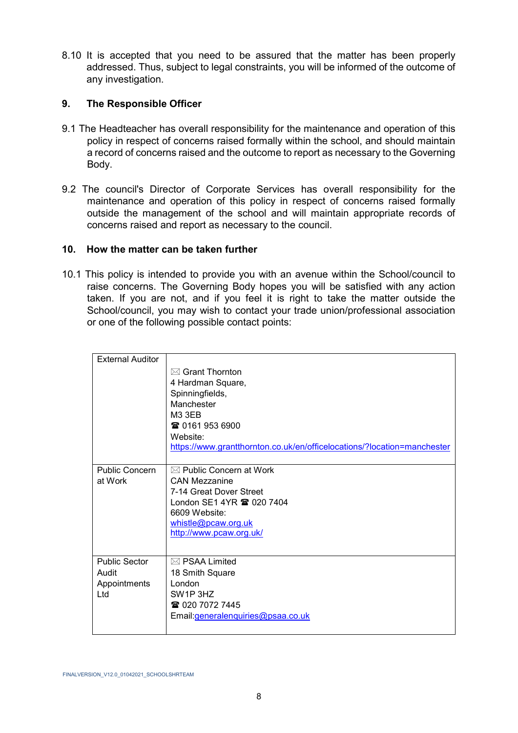8.10 It is accepted that you need to be assured that the matter has been properly addressed. Thus, subject to legal constraints, you will be informed of the outcome of any investigation.

## 9. The Responsible Officer

9.1 The Headteacher has overall responsibility for the maintenance and operation of this policy in respect of concerns raised formally within the school, and should maintain a record of concerns raised and the outcome to report as necessary to the Governing Body.

9.2 The council's Director of Corporate Services has overall responsibility for the maintenance and operation of this policy in respect of concerns raised formally outside the management of the school and will maintain appropriate records of concerns raised and report as necessary to the council.

## 10. How the matter can be taken further

10.1 This policy is intended to provide you with an avenue within the School/council to raise concerns. The Governing Body hopes you will be satisfied with any action taken. If you are not, and if you feel it is right to take the matter outside the School/council, you may wish to contact your trade union/professional association or one of the following possible contact points:

| | |
|---|---|
| External Auditor | ⌧ Grant Thornton<br>4 Hardman Square,<br>Spinningfields,<br>Manchester<br>M3 3EB<br>☎ 0161 953 6900<br>Website:<br>https://www.grantthornton.co.uk/en/officelocations/?location=manchester |
| Public Concern at Work | ⌧ Public Concern at Work<br>CAN Mezzanine<br>7-14 Great Dover Street<br>London SE1 4YR ☎ 020 7404 6609 Website:<br>whistle@pcaw.org.uk<br>http://www.pcaw.org.uk/ |
| Public Sector Audit Appointments Ltd | ⌧ PSAA Limited<br>18 Smith Square<br>London<br>SW1P 3HZ<br>☎ 020 7072 7445<br>Email:generalenquiries@psaa.co.uk |

FINALVERSION_V12.0_01042021_SCHOOLSHRTEAM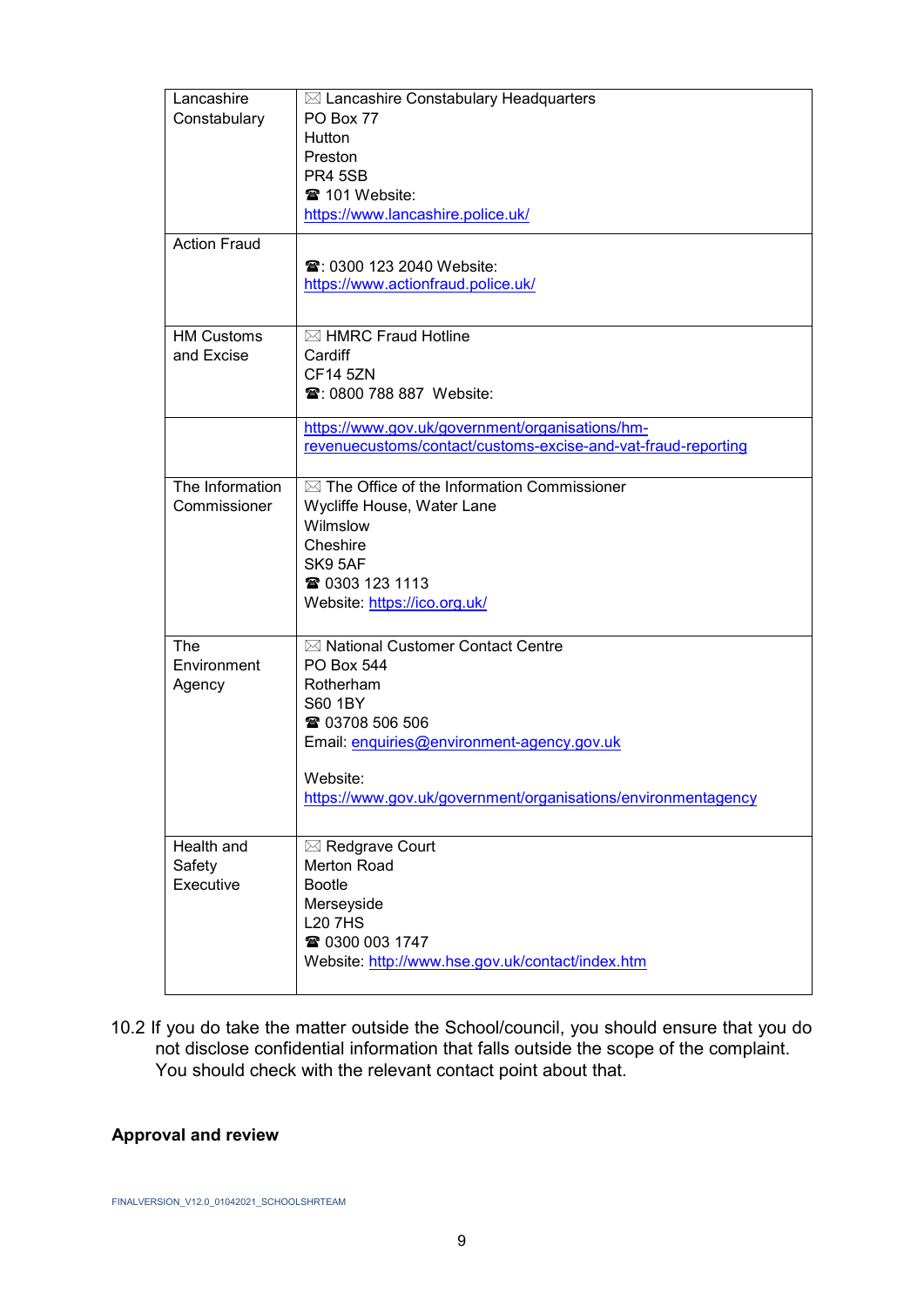| | |
|---|---|
| Lancashire Constabulary | ✉ Lancashire Constabulary Headquarters<br>PO Box 77<br>Hutton<br>Preston<br>PR4 5SB<br>☎ 101 Website:<br>https://www.lancashire.police.uk/ |
| Action Fraud | ☎: 0300 123 2040 Website:<br>https://www.actionfraud.police.uk/ |
| HM Customs and Excise | ✉ HMRC Fraud Hotline<br>Cardiff<br>CF14 5ZN<br>☎: 0800 788 887 Website: |
| | https://www.gov.uk/government/organisations/hm-revenuecustoms/contact/customs-excise-and-vat-fraud-reporting |
| The Information Commissioner | ✉ The Office of the Information Commissioner<br>Wycliffe House, Water Lane<br>Wilmslow<br>Cheshire<br>SK9 5AF<br>☎ 0303 123 1113<br>Website: https://ico.org.uk/ |
| The Environment Agency | ✉ National Customer Contact Centre<br>PO Box 544<br>Rotherham<br>S60 1BY<br>☎ 03708 506 506<br>Email: enquiries@environment-agency.gov.uk<br><br>Website:<br>https://www.gov.uk/government/organisations/environmentagency |
| Health and Safety Executive | ✉ Redgrave Court<br>Merton Road<br>Bootle<br>Merseyside<br>L20 7HS<br>☎ 0300 003 1747<br>Website: http://www.hse.gov.uk/contact/index.htm |

10.2 If you do take the matter outside the School/council, you should ensure that you do not disclose confidential information that falls outside the scope of the complaint. You should check with the relevant contact point about that.

**Approval and review**

FINALVERSION_V12.0_01042021_SCHOOLSHRTEAM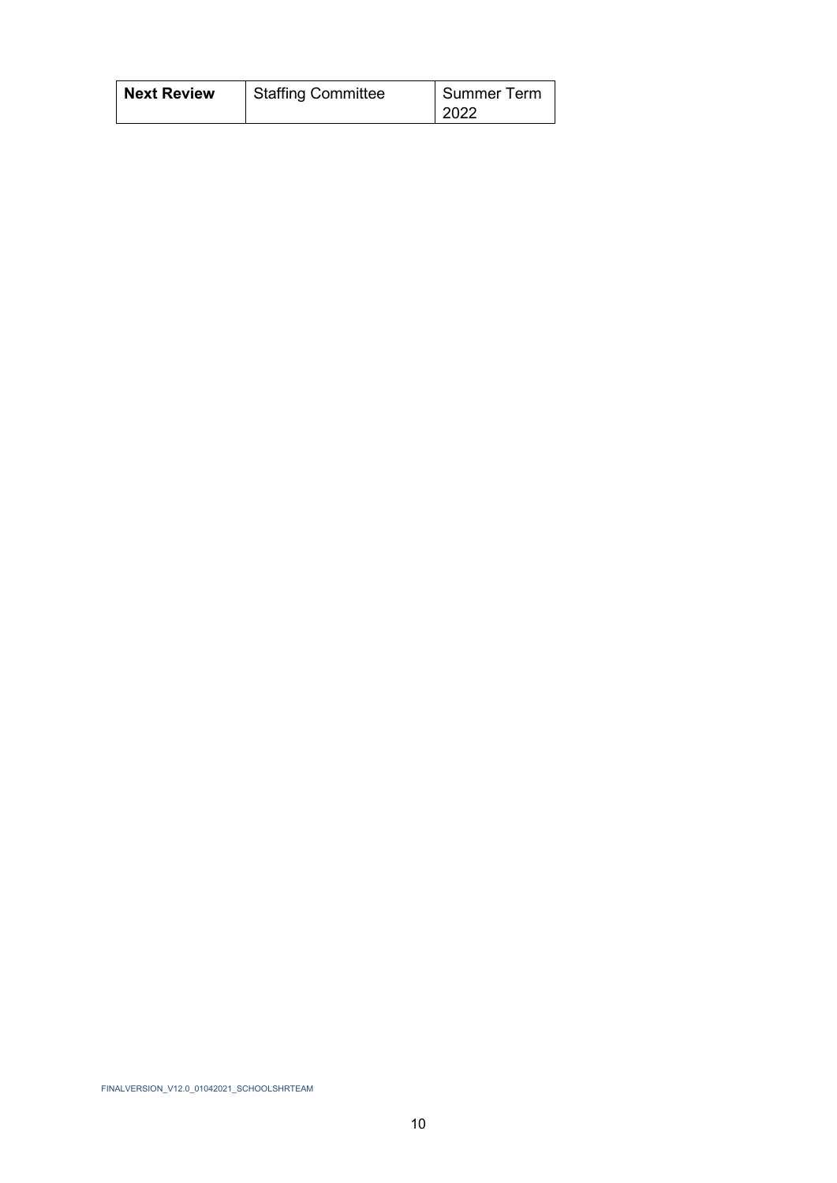| | | |
|---|---|---|
| **Next Review** | Staffing Committee | Summer Term 2022 |

FINALVERSION_V12.0_01042021_SCHOOLSHRTEAM